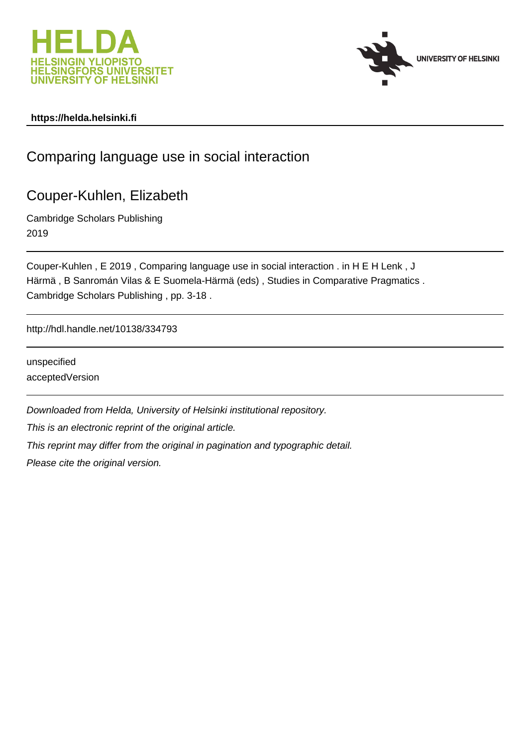https://helda.helsinki.fi

# Comparing language use in social interaction

## Couper-Kuhlen, Elizabeth

Cambridge Scholars Publishing
2019

Couper-Kuhlen , E 2019 , Comparing language use in social interaction . in H E H Lenk , J Härmä , B Sanromán Vilas & E Suomela-Härmä (eds) , Studies in Comparative Pragmatics . Cambridge Scholars Publishing , pp. 3-18 .

http://hdl.handle.net/10138/334793

unspecified
acceptedVersion

*Downloaded from Helda, University of Helsinki institutional repository.*
*This is an electronic reprint of the original article.*
*This reprint may differ from the original in pagination and typographic detail.*
*Please cite the original version.*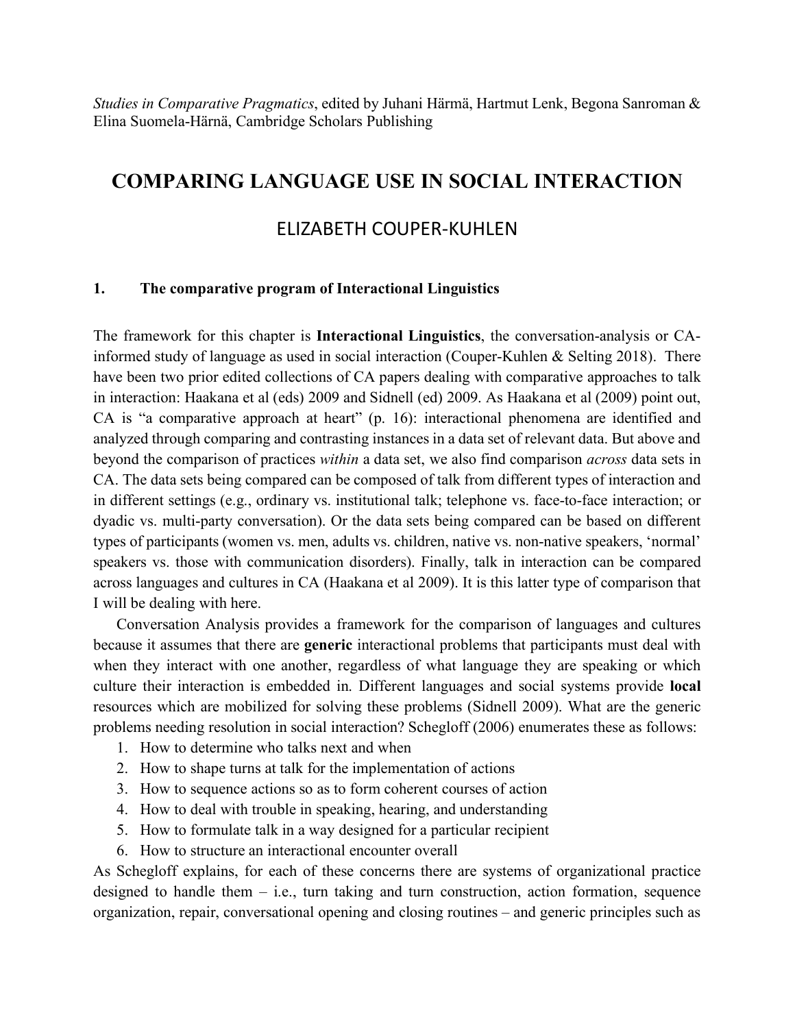*Studies in Comparative Pragmatics*, edited by Juhani Härmä, Hartmut Lenk, Begona Sanroman & Elina Suomela-Härnä, Cambridge Scholars Publishing

# COMPARING LANGUAGE USE IN SOCIAL INTERACTION

## ELIZABETH COUPER-KUHLEN

### 1. The comparative program of Interactional Linguistics

The framework for this chapter is **Interactional Linguistics**, the conversation-analysis or CA-informed study of language as used in social interaction (Couper-Kuhlen & Selting 2018). There have been two prior edited collections of CA papers dealing with comparative approaches to talk in interaction: Haakana et al (eds) 2009 and Sidnell (ed) 2009. As Haakana et al (2009) point out, CA is "a comparative approach at heart" (p. 16): interactional phenomena are identified and analyzed through comparing and contrasting instances in a data set of relevant data. But above and beyond the comparison of practices *within* a data set, we also find comparison *across* data sets in CA. The data sets being compared can be composed of talk from different types of interaction and in different settings (e.g., ordinary vs. institutional talk; telephone vs. face-to-face interaction; or dyadic vs. multi-party conversation). Or the data sets being compared can be based on different types of participants (women vs. men, adults vs. children, native vs. non-native speakers, 'normal' speakers vs. those with communication disorders). Finally, talk in interaction can be compared across languages and cultures in CA (Haakana et al 2009). It is this latter type of comparison that I will be dealing with here.

Conversation Analysis provides a framework for the comparison of languages and cultures because it assumes that there are **generic** interactional problems that participants must deal with when they interact with one another, regardless of what language they are speaking or which culture their interaction is embedded in. Different languages and social systems provide **local** resources which are mobilized for solving these problems (Sidnell 2009). What are the generic problems needing resolution in social interaction? Schegloff (2006) enumerates these as follows:

1. How to determine who talks next and when
2. How to shape turns at talk for the implementation of actions
3. How to sequence actions so as to form coherent courses of action
4. How to deal with trouble in speaking, hearing, and understanding
5. How to formulate talk in a way designed for a particular recipient
6. How to structure an interactional encounter overall

As Schegloff explains, for each of these concerns there are systems of organizational practice designed to handle them – i.e., turn taking and turn construction, action formation, sequence organization, repair, conversational opening and closing routines – and generic principles such as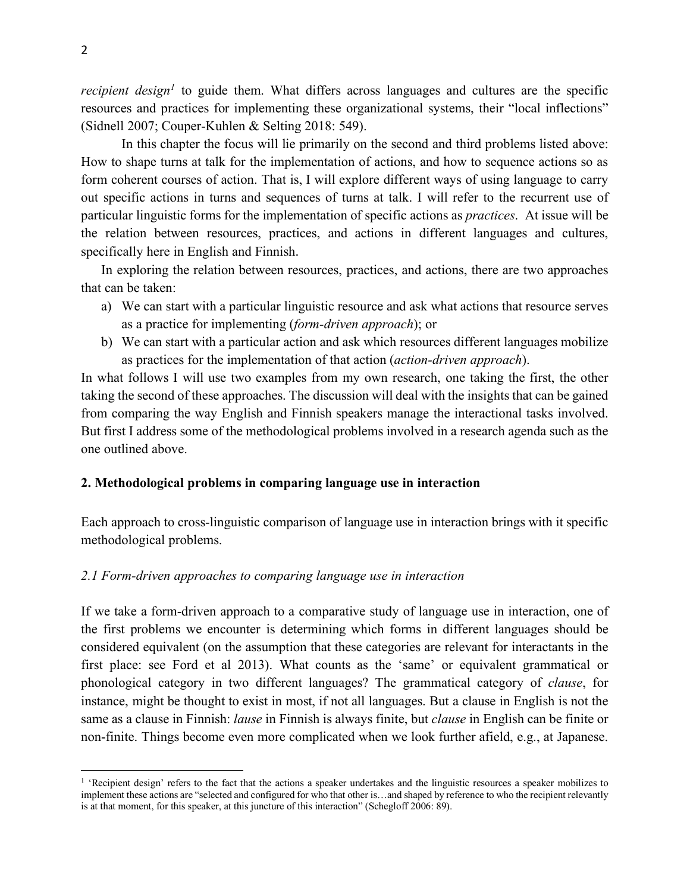*recipient design*[1] to guide them. What differs across languages and cultures are the specific resources and practices for implementing these organizational systems, their "local inflections" (Sidnell 2007; Couper-Kuhlen & Selting 2018: 549).

In this chapter the focus will lie primarily on the second and third problems listed above: How to shape turns at talk for the implementation of actions, and how to sequence actions so as form coherent courses of action. That is, I will explore different ways of using language to carry out specific actions in turns and sequences of turns at talk. I will refer to the recurrent use of particular linguistic forms for the implementation of specific actions as *practices*. At issue will be the relation between resources, practices, and actions in different languages and cultures, specifically here in English and Finnish.

In exploring the relation between resources, practices, and actions, there are two approaches that can be taken:

a) We can start with a particular linguistic resource and ask what actions that resource serves as a practice for implementing (*form-driven approach*); or
b) We can start with a particular action and ask which resources different languages mobilize as practices for the implementation of that action (*action-driven approach*).

In what follows I will use two examples from my own research, one taking the first, the other taking the second of these approaches. The discussion will deal with the insights that can be gained from comparing the way English and Finnish speakers manage the interactional tasks involved. But first I address some of the methodological problems involved in a research agenda such as the one outlined above.

## 2. Methodological problems in comparing language use in interaction

Each approach to cross-linguistic comparison of language use in interaction brings with it specific methodological problems.

### *2.1 Form-driven approaches to comparing language use in interaction*

If we take a form-driven approach to a comparative study of language use in interaction, one of the first problems we encounter is determining which forms in different languages should be considered equivalent (on the assumption that these categories are relevant for interactants in the first place: see Ford et al 2013). What counts as the 'same' or equivalent grammatical or phonological category in two different languages? The grammatical category of *clause*, for instance, might be thought to exist in most, if not all languages. But a clause in English is not the same as a clause in Finnish: *lause* in Finnish is always finite, but *clause* in English can be finite or non-finite. Things become even more complicated when we look further afield, e.g., at Japanese.

---

[1] 'Recipient design' refers to the fact that the actions a speaker undertakes and the linguistic resources a speaker mobilizes to implement these actions are "selected and configured for who that other is…and shaped by reference to who the recipient relevantly is at that moment, for this speaker, at this juncture of this interaction" (Schegloff 2006: 89).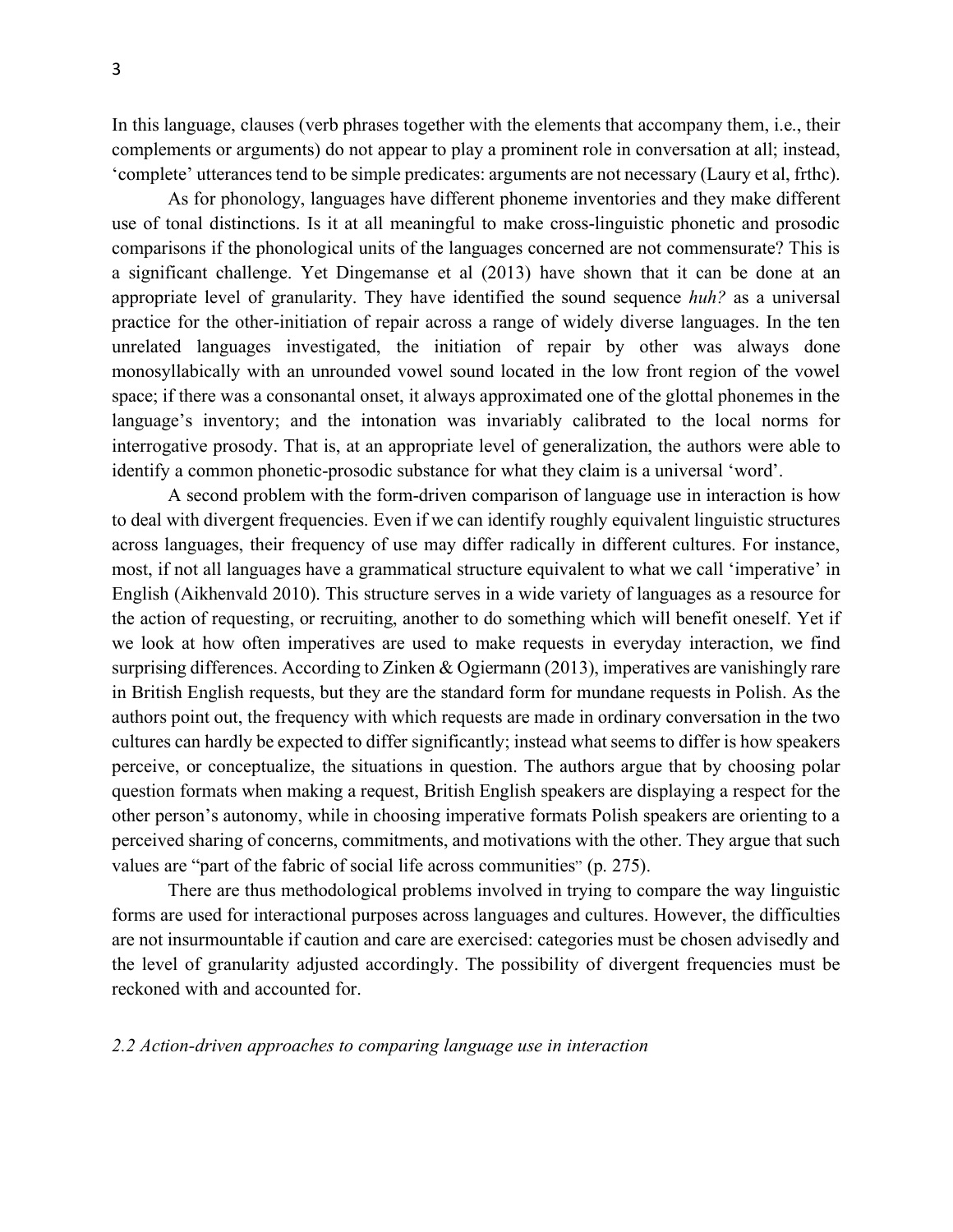In this language, clauses (verb phrases together with the elements that accompany them, i.e., their complements or arguments) do not appear to play a prominent role in conversation at all; instead, 'complete' utterances tend to be simple predicates: arguments are not necessary (Laury et al, frthc).

As for phonology, languages have different phoneme inventories and they make different use of tonal distinctions. Is it at all meaningful to make cross-linguistic phonetic and prosodic comparisons if the phonological units of the languages concerned are not commensurate? This is a significant challenge. Yet Dingemanse et al (2013) have shown that it can be done at an appropriate level of granularity. They have identified the sound sequence *huh?* as a universal practice for the other-initiation of repair across a range of widely diverse languages. In the ten unrelated languages investigated, the initiation of repair by other was always done monosyllabically with an unrounded vowel sound located in the low front region of the vowel space; if there was a consonantal onset, it always approximated one of the glottal phonemes in the language's inventory; and the intonation was invariably calibrated to the local norms for interrogative prosody. That is, at an appropriate level of generalization, the authors were able to identify a common phonetic-prosodic substance for what they claim is a universal 'word'.

A second problem with the form-driven comparison of language use in interaction is how to deal with divergent frequencies. Even if we can identify roughly equivalent linguistic structures across languages, their frequency of use may differ radically in different cultures. For instance, most, if not all languages have a grammatical structure equivalent to what we call 'imperative' in English (Aikhenvald 2010). This structure serves in a wide variety of languages as a resource for the action of requesting, or recruiting, another to do something which will benefit oneself. Yet if we look at how often imperatives are used to make requests in everyday interaction, we find surprising differences. According to Zinken & Ogiermann (2013), imperatives are vanishingly rare in British English requests, but they are the standard form for mundane requests in Polish. As the authors point out, the frequency with which requests are made in ordinary conversation in the two cultures can hardly be expected to differ significantly; instead what seems to differ is how speakers perceive, or conceptualize, the situations in question. The authors argue that by choosing polar question formats when making a request, British English speakers are displaying a respect for the other person's autonomy, while in choosing imperative formats Polish speakers are orienting to a perceived sharing of concerns, commitments, and motivations with the other. They argue that such values are "part of the fabric of social life across communities" (p. 275).

There are thus methodological problems involved in trying to compare the way linguistic forms are used for interactional purposes across languages and cultures. However, the difficulties are not insurmountable if caution and care are exercised: categories must be chosen advisedly and the level of granularity adjusted accordingly. The possibility of divergent frequencies must be reckoned with and accounted for.

### *2.2 Action-driven approaches to comparing language use in interaction*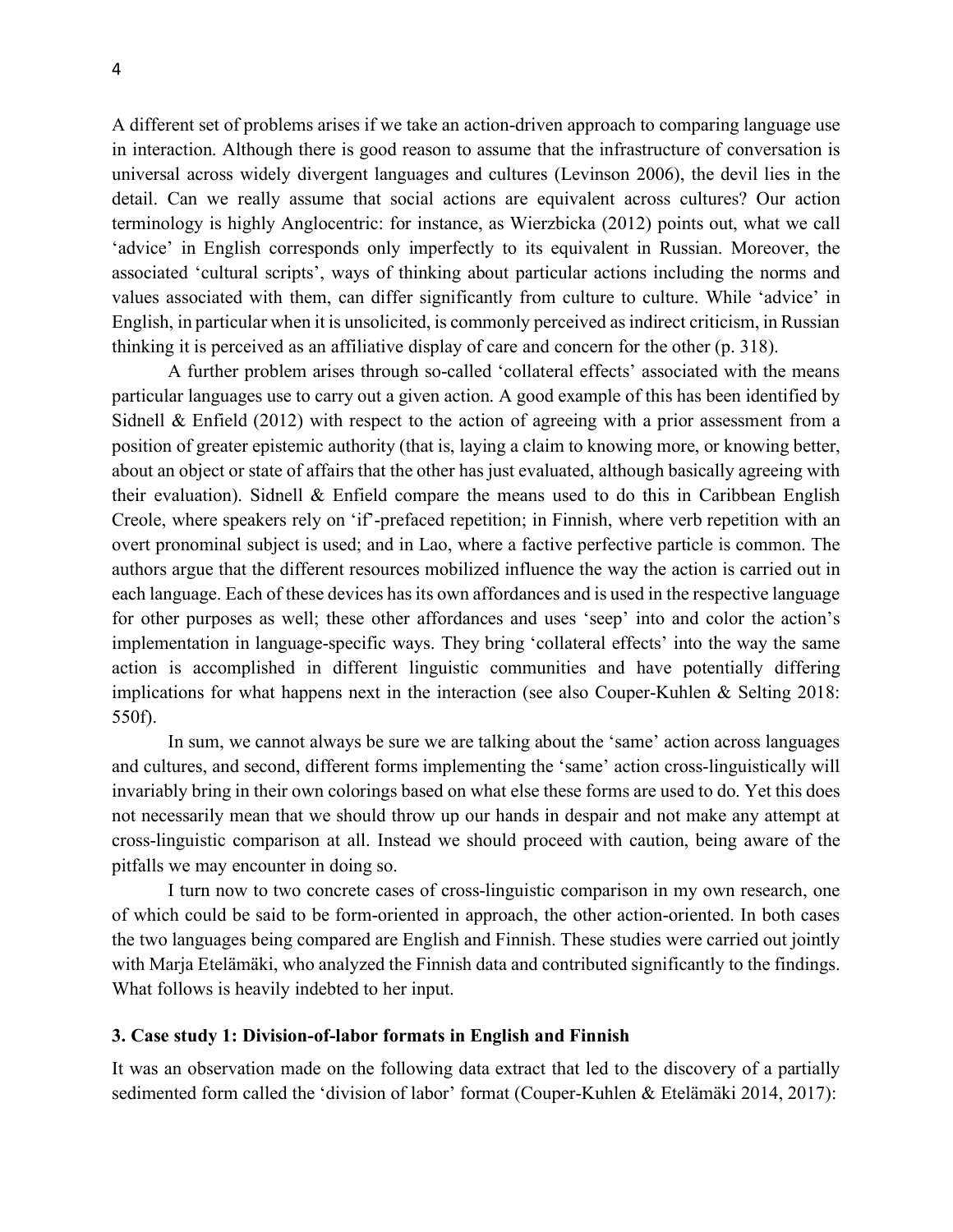A different set of problems arises if we take an action-driven approach to comparing language use in interaction. Although there is good reason to assume that the infrastructure of conversation is universal across widely divergent languages and cultures (Levinson 2006), the devil lies in the detail. Can we really assume that social actions are equivalent across cultures? Our action terminology is highly Anglocentric: for instance, as Wierzbicka (2012) points out, what we call 'advice' in English corresponds only imperfectly to its equivalent in Russian. Moreover, the associated 'cultural scripts', ways of thinking about particular actions including the norms and values associated with them, can differ significantly from culture to culture. While 'advice' in English, in particular when it is unsolicited, is commonly perceived as indirect criticism, in Russian thinking it is perceived as an affiliative display of care and concern for the other (p. 318).

A further problem arises through so-called 'collateral effects' associated with the means particular languages use to carry out a given action. A good example of this has been identified by Sidnell & Enfield (2012) with respect to the action of agreeing with a prior assessment from a position of greater epistemic authority (that is, laying a claim to knowing more, or knowing better, about an object or state of affairs that the other has just evaluated, although basically agreeing with their evaluation). Sidnell & Enfield compare the means used to do this in Caribbean English Creole, where speakers rely on 'if'-prefaced repetition; in Finnish, where verb repetition with an overt pronominal subject is used; and in Lao, where a factive perfective particle is common. The authors argue that the different resources mobilized influence the way the action is carried out in each language. Each of these devices has its own affordances and is used in the respective language for other purposes as well; these other affordances and uses 'seep' into and color the action's implementation in language-specific ways. They bring 'collateral effects' into the way the same action is accomplished in different linguistic communities and have potentially differing implications for what happens next in the interaction (see also Couper-Kuhlen & Selting 2018: 550f).

In sum, we cannot always be sure we are talking about the 'same' action across languages and cultures, and second, different forms implementing the 'same' action cross-linguistically will invariably bring in their own colorings based on what else these forms are used to do. Yet this does not necessarily mean that we should throw up our hands in despair and not make any attempt at cross-linguistic comparison at all. Instead we should proceed with caution, being aware of the pitfalls we may encounter in doing so.

I turn now to two concrete cases of cross-linguistic comparison in my own research, one of which could be said to be form-oriented in approach, the other action-oriented. In both cases the two languages being compared are English and Finnish. These studies were carried out jointly with Marja Etelämäki, who analyzed the Finnish data and contributed significantly to the findings. What follows is heavily indebted to her input.

## 3. Case study 1: Division-of-labor formats in English and Finnish

It was an observation made on the following data extract that led to the discovery of a partially sedimented form called the 'division of labor' format (Couper-Kuhlen & Etelämäki 2014, 2017):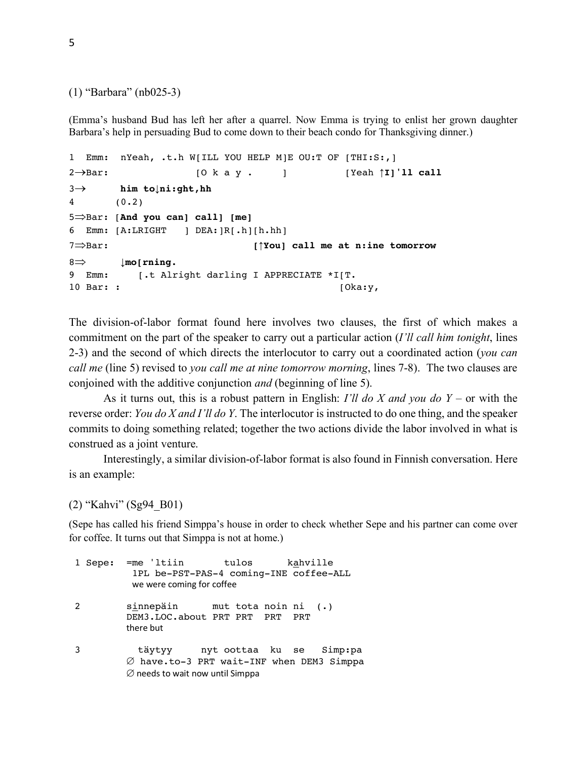(1) “Barbara” (nb025-3)

(Emma’s husband Bud has left her after a quarrel. Now Emma is trying to enlist her grown daughter Barbara’s help in persuading Bud to come down to their beach condo for Thanksgiving dinner.)

```
1  Emm:  nYeah, .t.h W[ILL YOU HELP M]E OU:T OF [THI:S:,]
2→Bar:               [O k a y .     ]          [Yeah ↑I]'ll call
3→       him to↓ni:ght,hh
4        (0.2)
5⇒Bar: [And you can] call] [me]
6  Emm: [A:LRIGHT   ] DEA:]R[.h][h.hh]
7⇒Bar:                          [↑You] call me at n:ine tomorrow
8⇒       ↓mo[rning.
9  Emm:     [.t Alright darling I APPRECIATE *I[T.
10 Bar: :                                       [Oka:y,
```

The division-of-labor format found here involves two clauses, the first of which makes a commitment on the part of the speaker to carry out a particular action (*I’ll call him tonight*, lines 2-3) and the second of which directs the interlocutor to carry out a coordinated action (*you can call me* (line 5) revised to *you call me at nine tomorrow morning*, lines 7-8). The two clauses are conjoined with the additive conjunction *and* (beginning of line 5).

As it turns out, this is a robust pattern in English: *I’ll do X and you do Y* – or with the reverse order: *You do X and I’ll do Y*. The interlocutor is instructed to do one thing, and the speaker commits to doing something related; together the two actions divide the labor involved in what is construed as a joint venture.

Interestingly, a similar division-of-labor format is also found in Finnish conversation. Here is an example:

(2) “Kahvi” (Sg94_B01)

(Sepe has called his friend Simppa’s house in order to check whether Sepe and his partner can come over for coffee. It turns out that Simppa is not at home.)

```
 1 Sepe:  =me 'ltiin       tulos      kahville
          1PL be-PST-PAS-4 coming-INE coffee-ALL
          we were coming for coffee

 2        sinnepäin       mut tota noin ni  (.)
          DEM3.LOC.about PRT PRT  PRT  PRT
          there but

 3          täytyy     nyt oottaa  ku  se   Simp:pa
          ∅ have.to-3 PRT wait-INF when DEM3 Simppa
          ∅ needs to wait now until Simppa
```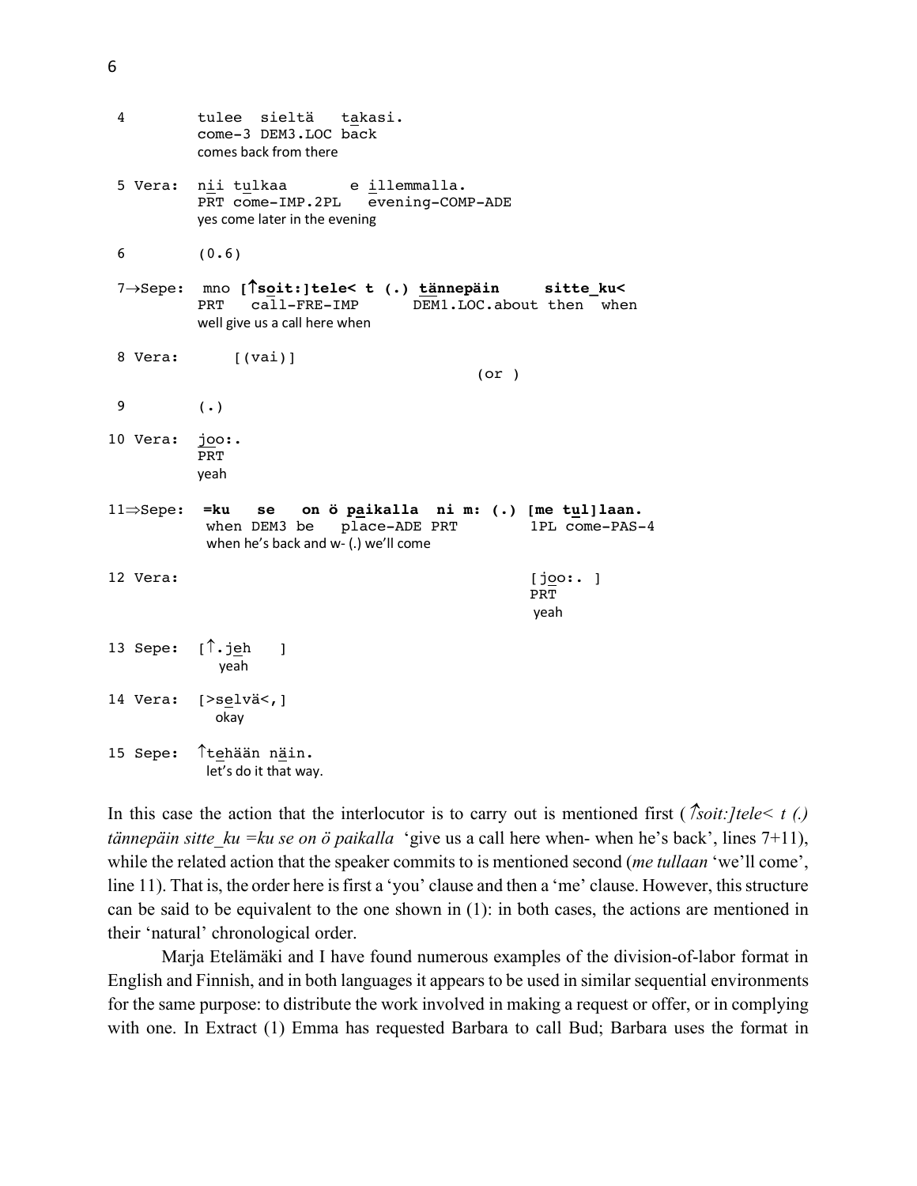```
 4          tulee  sieltä   takasi.
            come-3 DEM3.LOC back
            comes back from there

 5 Vera:    nii tulkaa       e illemmalla.
            PRT come-IMP.2PL   evening-COMP-ADE
            yes come later in the evening

 6          (0.6)

 7→Sepe:   mno [↑soit:]tele< t (.) tännepäin     sitte_ku<
            PRT   call-FRE-IMP       DEM1.LOC.about then  when
            well give us a call here when

 8 Vera:        [(vai)]
                                                (or )

 9          (.)

10 Vera:    joo:.
            PRT
            yeah

11⇒Sepe:   =ku   se   on ö paikalla  ni m: (.) [me tul]laan.
            when DEM3 be   place-ADE PRT         1PL come-PAS-4
            when he's back and w- (.) we'll come

12 Vera:                                         [joo:. ]
                                                 PRT
                                                 yeah

13 Sepe:    [↑.jeh    ]
              yeah

14 Vera:    [>selvä<,]
              okay

15 Sepe:    ↑tehään näin.
             let's do it that way.
```

In this case the action that the interlocutor is to carry out is mentioned first (*↑soit:]tele< t (.) tännepäin sitte_ku =ku se on ö paikalla* 'give us a call here when- when he's back', lines 7+11), while the related action that the speaker commits to is mentioned second (*me tullaan* 'we'll come', line 11). That is, the order here is first a 'you' clause and then a 'me' clause. However, this structure can be said to be equivalent to the one shown in (1): in both cases, the actions are mentioned in their 'natural' chronological order.

Marja Etelämäki and I have found numerous examples of the division-of-labor format in English and Finnish, and in both languages it appears to be used in similar sequential environments for the same purpose: to distribute the work involved in making a request or offer, or in complying with one. In Extract (1) Emma has requested Barbara to call Bud; Barbara uses the format in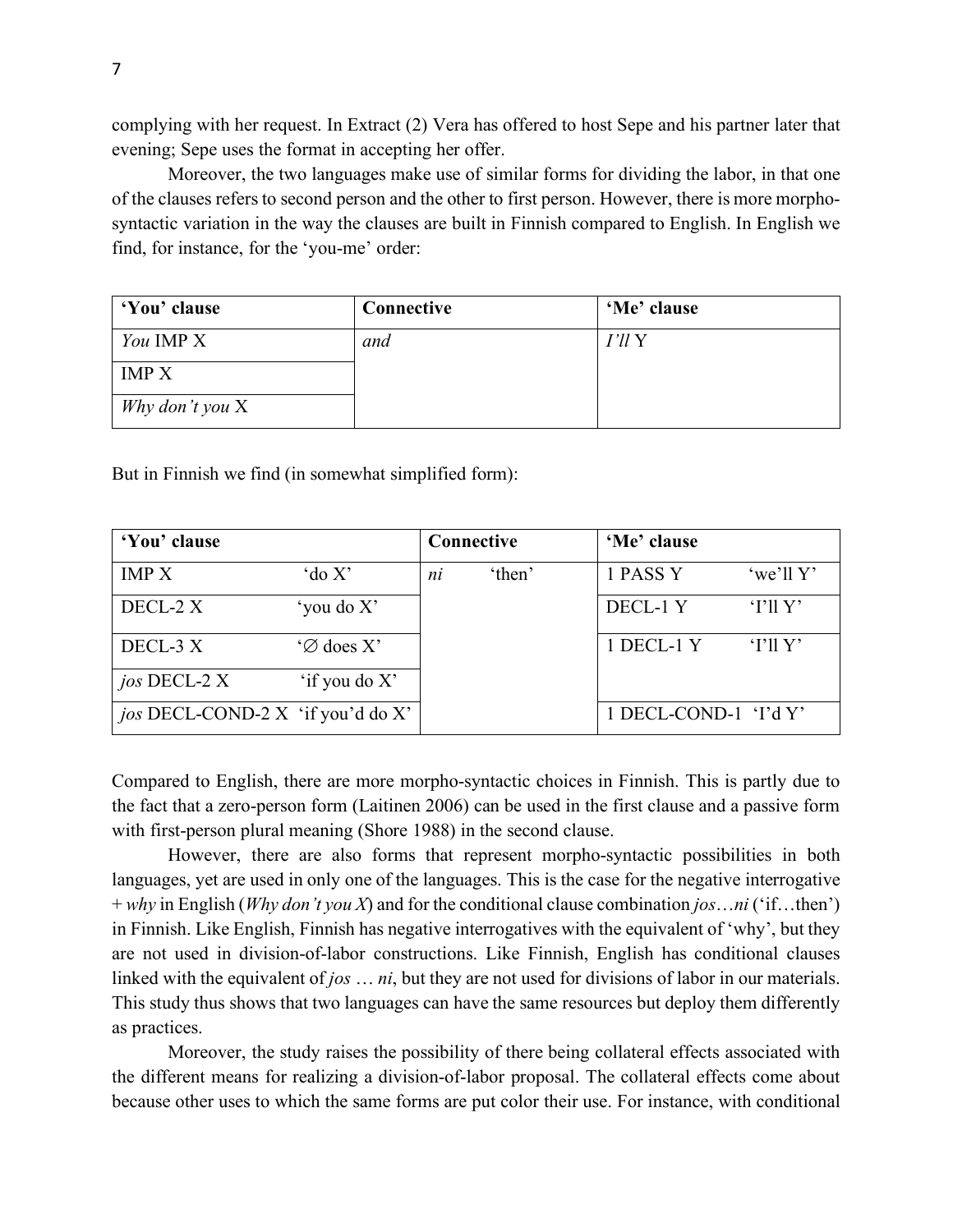complying with her request. In Extract (2) Vera has offered to host Sepe and his partner later that evening; Sepe uses the format in accepting her offer.

Moreover, the two languages make use of similar forms for dividing the labor, in that one of the clauses refers to second person and the other to first person. However, there is more morpho-syntactic variation in the way the clauses are built in Finnish compared to English. In English we find, for instance, for the 'you-me' order:

| 'You' clause | Connective | 'Me' clause |
|---|---|---|
| *You* IMP X | *and* | *I'll* Y |
| IMP X | | |
| *Why don't you* X | | |

But in Finnish we find (in somewhat simplified form):

| 'You' clause | Connective | 'Me' clause |
|---|---|---|
| IMP X 'do X' | *ni* 'then' | 1 PASS Y 'we'll Y' |
| DECL-2 X 'you do X' | | DECL-1 Y 'I'll Y' |
| DECL-3 X '∅ does X' | | 1 DECL-1 Y 'I'll Y' |
| *jos* DECL-2 X 'if you do X' | | |
| *jos* DECL-COND-2 X 'if you'd do X' | | 1 DECL-COND-1 'I'd Y' |

Compared to English, there are more morpho-syntactic choices in Finnish. This is partly due to the fact that a zero-person form (Laitinen 2006) can be used in the first clause and a passive form with first-person plural meaning (Shore 1988) in the second clause.

However, there are also forms that represent morpho-syntactic possibilities in both languages, yet are used in only one of the languages. This is the case for the negative interrogative + *why* in English (*Why don't you X*) and for the conditional clause combination *jos*…*ni* ('if…then') in Finnish. Like English, Finnish has negative interrogatives with the equivalent of 'why', but they are not used in division-of-labor constructions. Like Finnish, English has conditional clauses linked with the equivalent of *jos* … *ni*, but they are not used for divisions of labor in our materials. This study thus shows that two languages can have the same resources but deploy them differently as practices.

Moreover, the study raises the possibility of there being collateral effects associated with the different means for realizing a division-of-labor proposal. The collateral effects come about because other uses to which the same forms are put color their use. For instance, with conditional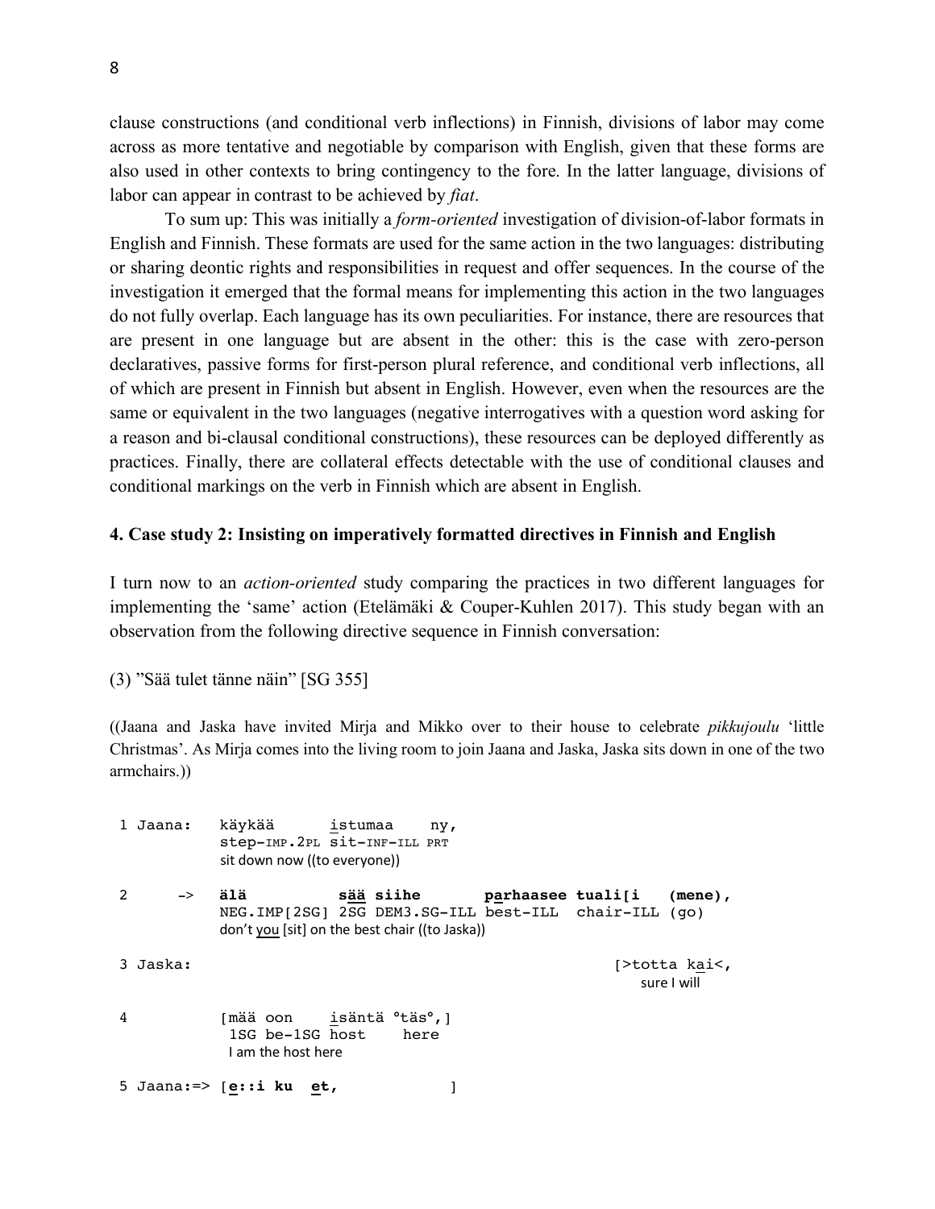clause constructions (and conditional verb inflections) in Finnish, divisions of labor may come across as more tentative and negotiable by comparison with English, given that these forms are also used in other contexts to bring contingency to the fore. In the latter language, divisions of labor can appear in contrast to be achieved by *fiat*.

To sum up: This was initially a *form-oriented* investigation of division-of-labor formats in English and Finnish. These formats are used for the same action in the two languages: distributing or sharing deontic rights and responsibilities in request and offer sequences. In the course of the investigation it emerged that the formal means for implementing this action in the two languages do not fully overlap. Each language has its own peculiarities. For instance, there are resources that are present in one language but are absent in the other: this is the case with zero-person declaratives, passive forms for first-person plural reference, and conditional verb inflections, all of which are present in Finnish but absent in English. However, even when the resources are the same or equivalent in the two languages (negative interrogatives with a question word asking for a reason and bi-clausal conditional constructions), these resources can be deployed differently as practices. Finally, there are collateral effects detectable with the use of conditional clauses and conditional markings on the verb in Finnish which are absent in English.

## 4. Case study 2: Insisting on imperatively formatted directives in Finnish and English

I turn now to an *action-oriented* study comparing the practices in two different languages for implementing the 'same' action (Etelämäki & Couper-Kuhlen 2017). This study began with an observation from the following directive sequence in Finnish conversation:

(3) "Sää tulet tänne näin" [SG 355]

((Jaana and Jaska have invited Mirja and Mikko over to their house to celebrate *pikkujoulu* 'little Christmas'. As Mirja comes into the living room to join Jaana and Jaska, Jaska sits down in one of the two armchairs.))

```
 1 Jaana:   käykää      istumaa    ny,
            step-IMP.2PL sit-INF-ILL PRT
            sit down now ((to everyone))

 2      ->  älä          sää siihe       parhaasee tuali[i   (mene),
            NEG.IMP[2SG] 2SG DEM3.SG-ILL best-ILL  chair-ILL (go)
            don't you [sit] on the best chair ((to Jaska))

 3 Jaska:                                                [>totta kai<,
                                                          sure I will

 4          [mää oon    isäntä °täs°,]
             1SG be-1SG host    here
             I am the host here

 5 Jaana:=> [e::i ku  et,            ]
```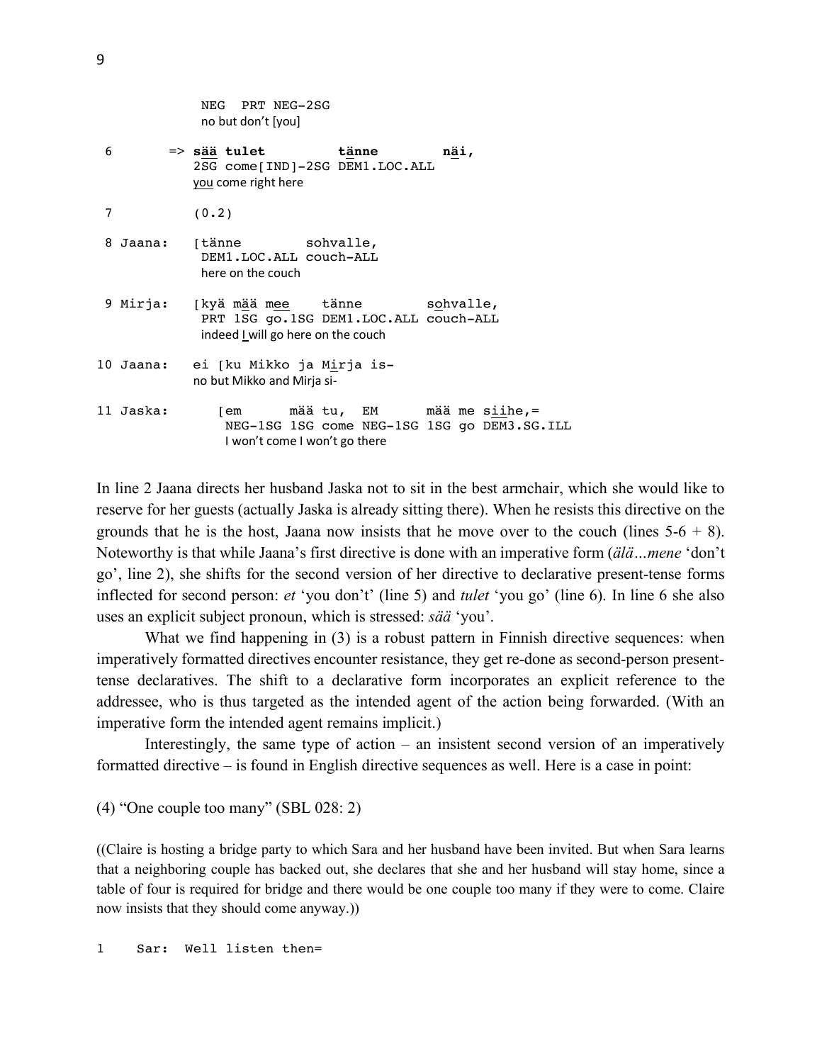```
              NEG  PRT NEG-2SG
              no but don't [you]

 6       => sää tulet        tänne        näi,
            2SG come[IND]-2SG DEM1.LOC.ALL
            you come right here

 7          (0.2)

 8 Jaana:   [tänne        sohvalle,
             DEM1.LOC.ALL couch-ALL
             here on the couch

 9 Mirja:   [kyä mää mee    tänne        sohvalle,
             PRT 1SG go.1SG DEM1.LOC.ALL couch-ALL
             indeed I will go here on the couch

10 Jaana:   ei [ku Mikko ja Mirja is-
            no but Mikko and Mirja si-

11 Jaska:      [em      mää tu,  EM      mää me siihe,=
                NEG-1SG 1SG come NEG-1SG 1SG go DEM3.SG.ILL
                I won't come I won't go there
```

In line 2 Jaana directs her husband Jaska not to sit in the best armchair, which she would like to reserve for her guests (actually Jaska is already sitting there). When he resists this directive on the grounds that he is the host, Jaana now insists that he move over to the couch (lines 5-6 + 8). Noteworthy is that while Jaana's first directive is done with an imperative form (*älä…mene* 'don't go', line 2), she shifts for the second version of her directive to declarative present-tense forms inflected for second person: *et* 'you don't' (line 5) and *tulet* 'you go' (line 6). In line 6 she also uses an explicit subject pronoun, which is stressed: *sää* 'you'.

What we find happening in (3) is a robust pattern in Finnish directive sequences: when imperatively formatted directives encounter resistance, they get re-done as second-person present-tense declaratives. The shift to a declarative form incorporates an explicit reference to the addressee, who is thus targeted as the intended agent of the action being forwarded. (With an imperative form the intended agent remains implicit.)

Interestingly, the same type of action – an insistent second version of an imperatively formatted directive – is found in English directive sequences as well. Here is a case in point:

(4) "One couple too many" (SBL 028: 2)

((Claire is hosting a bridge party to which Sara and her husband have been invited. But when Sara learns that a neighboring couple has backed out, she declares that she and her husband will stay home, since a table of four is required for bridge and there would be one couple too many if they were to come. Claire now insists that they should come anyway.))

```
1    Sar:  Well listen then=
```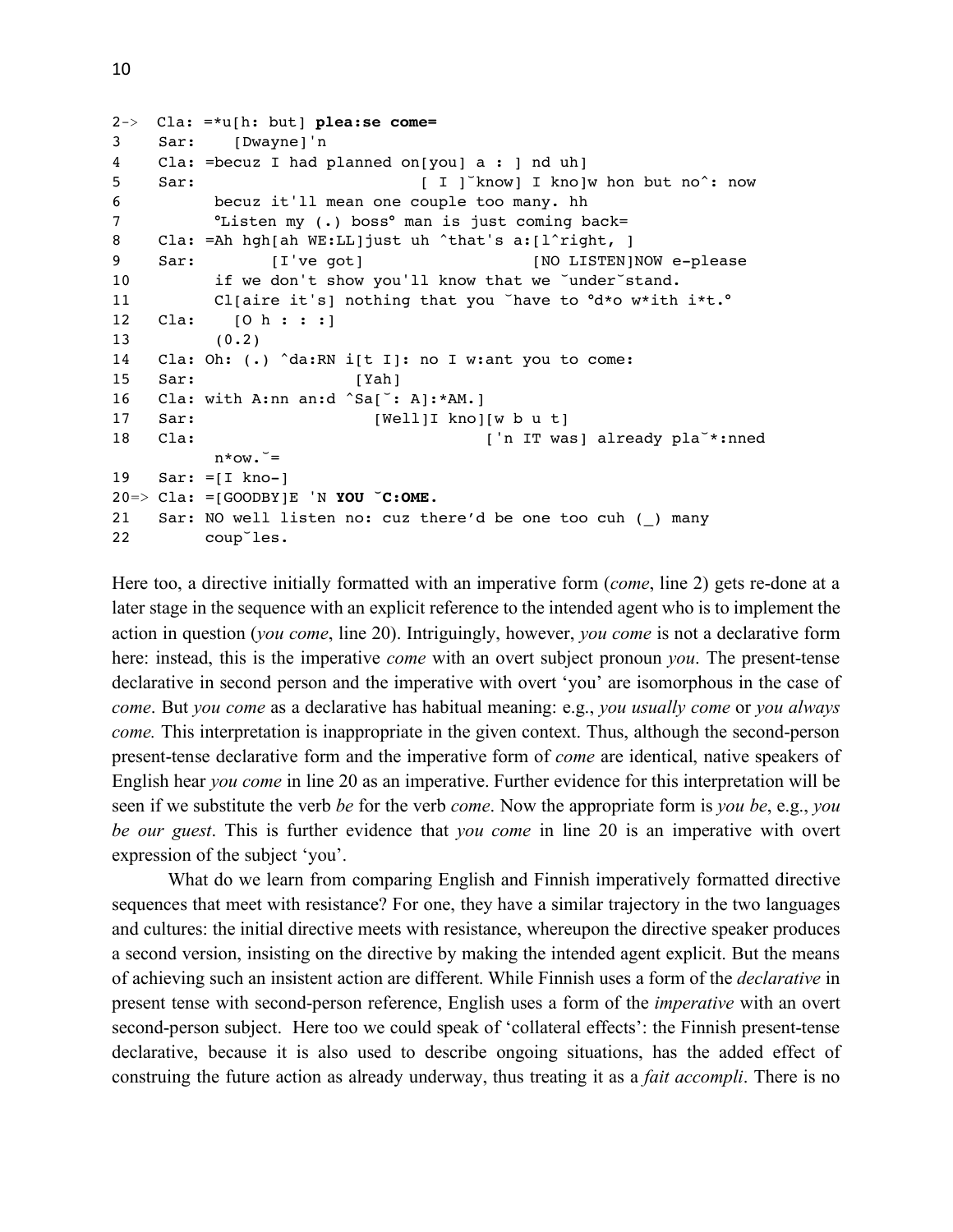```
2->  Cla: =*u[h: but] plea:se come=
3    Sar:    [Dwayne]'n
4    Cla: =becuz I had planned on[you] a : ] nd uh]
5    Sar:                        [ I ]˘know] I kno]w hon but no^: now
6          becuz it'll mean one couple too many. hh
7          °Listen my (.) boss° man is just coming back=
8    Cla: =Ah hgh[ah WE:LL]just uh ^that's a:[l^right, ]
9    Sar:        [I've got]                  [NO LISTEN]NOW e-please
10         if we don't show you'll know that we ˘under˘stand.
11         Cl[aire it's] nothing that you ˘have to °d*o w*ith i*t.°
12   Cla:    [O h : : :]
13         (0.2)
14   Cla: Oh: (.) ^da:RN i[t I]: no I w:ant you to come:
15   Sar:                 [Yah]
16   Cla: with A:nn an:d ^Sa[˘: A]:*AM.]
17   Sar:                   [Well]I kno][w b u t]
18   Cla:                              ['n IT was] already pla˘*:nned
           n*ow.˘=
19   Sar: =[I kno-]
20=> Cla: =[GOODBY]E 'N YOU ˘C:OME.
21   Sar: NO well listen no: cuz there'd be one too cuh (_) many
22        coup˘les.
```

Here too, a directive initially formatted with an imperative form (*come*, line 2) gets re-done at a later stage in the sequence with an explicit reference to the intended agent who is to implement the action in question (*you come*, line 20). Intriguingly, however, *you come* is not a declarative form here: instead, this is the imperative *come* with an overt subject pronoun *you*. The present-tense declarative in second person and the imperative with overt 'you' are isomorphous in the case of *come*. But *you come* as a declarative has habitual meaning: e.g., *you usually come* or *you always come.* This interpretation is inappropriate in the given context. Thus, although the second-person present-tense declarative form and the imperative form of *come* are identical, native speakers of English hear *you come* in line 20 as an imperative. Further evidence for this interpretation will be seen if we substitute the verb *be* for the verb *come*. Now the appropriate form is *you be*, e.g., *you be our guest*. This is further evidence that *you come* in line 20 is an imperative with overt expression of the subject 'you'.

What do we learn from comparing English and Finnish imperatively formatted directive sequences that meet with resistance? For one, they have a similar trajectory in the two languages and cultures: the initial directive meets with resistance, whereupon the directive speaker produces a second version, insisting on the directive by making the intended agent explicit. But the means of achieving such an insistent action are different. While Finnish uses a form of the *declarative* in present tense with second-person reference, English uses a form of the *imperative* with an overt second-person subject. Here too we could speak of 'collateral effects': the Finnish present-tense declarative, because it is also used to describe ongoing situations, has the added effect of construing the future action as already underway, thus treating it as a *fait accompli*. There is no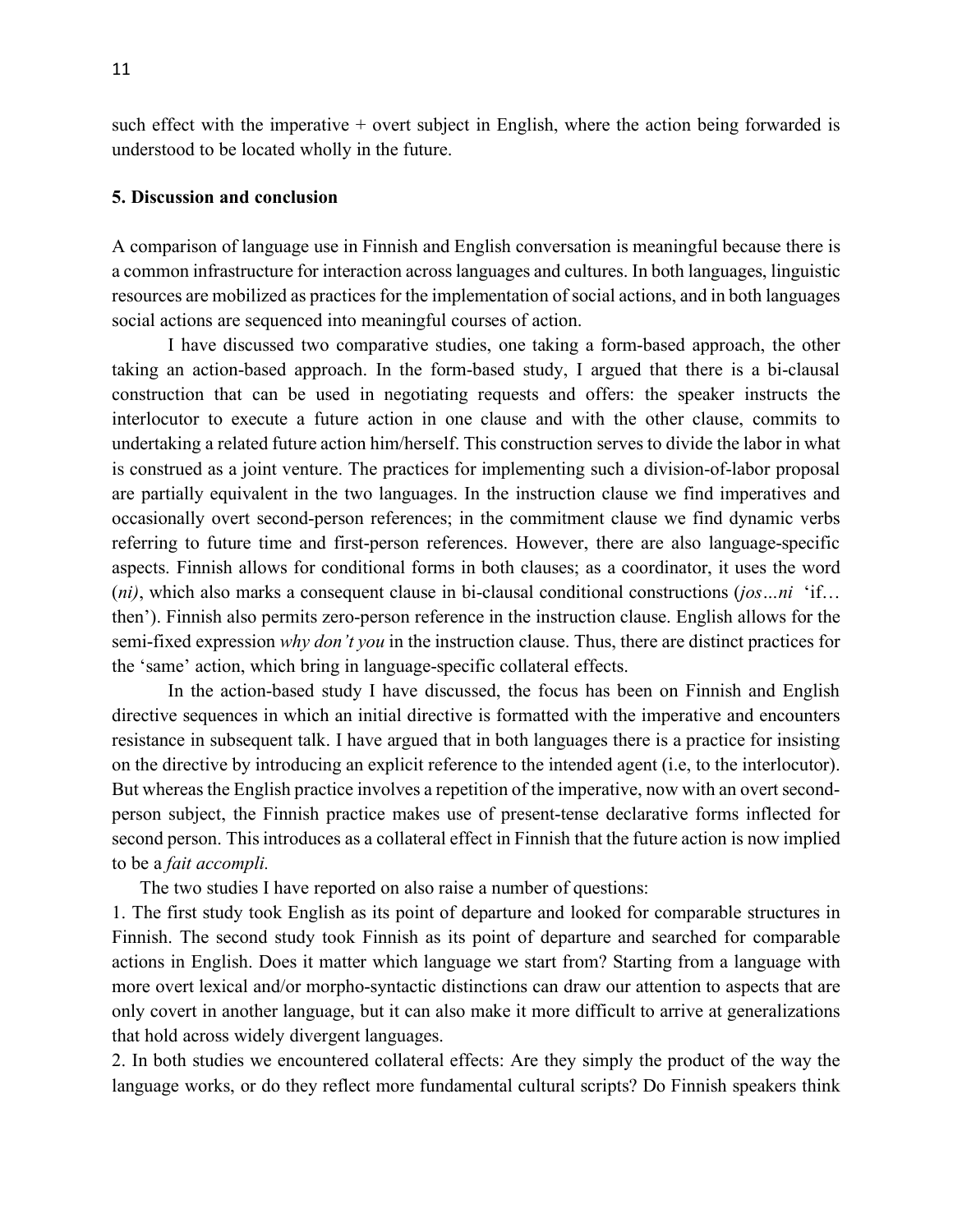such effect with the imperative + overt subject in English, where the action being forwarded is understood to be located wholly in the future.

## 5. Discussion and conclusion

A comparison of language use in Finnish and English conversation is meaningful because there is a common infrastructure for interaction across languages and cultures. In both languages, linguistic resources are mobilized as practices for the implementation of social actions, and in both languages social actions are sequenced into meaningful courses of action.

I have discussed two comparative studies, one taking a form-based approach, the other taking an action-based approach. In the form-based study, I argued that there is a bi-clausal construction that can be used in negotiating requests and offers: the speaker instructs the interlocutor to execute a future action in one clause and with the other clause, commits to undertaking a related future action him/herself. This construction serves to divide the labor in what is construed as a joint venture. The practices for implementing such a division-of-labor proposal are partially equivalent in the two languages. In the instruction clause we find imperatives and occasionally overt second-person references; in the commitment clause we find dynamic verbs referring to future time and first-person references. However, there are also language-specific aspects. Finnish allows for conditional forms in both clauses; as a coordinator, it uses the word (*ni)*, which also marks a consequent clause in bi-clausal conditional constructions (*jos…ni* 'if… then'). Finnish also permits zero-person reference in the instruction clause. English allows for the semi-fixed expression *why don't you* in the instruction clause. Thus, there are distinct practices for the 'same' action, which bring in language-specific collateral effects.

In the action-based study I have discussed, the focus has been on Finnish and English directive sequences in which an initial directive is formatted with the imperative and encounters resistance in subsequent talk. I have argued that in both languages there is a practice for insisting on the directive by introducing an explicit reference to the intended agent (i.e, to the interlocutor). But whereas the English practice involves a repetition of the imperative, now with an overt second-person subject, the Finnish practice makes use of present-tense declarative forms inflected for second person. This introduces as a collateral effect in Finnish that the future action is now implied to be a *fait accompli.*

The two studies I have reported on also raise a number of questions:

1. The first study took English as its point of departure and looked for comparable structures in Finnish. The second study took Finnish as its point of departure and searched for comparable actions in English. Does it matter which language we start from? Starting from a language with more overt lexical and/or morpho-syntactic distinctions can draw our attention to aspects that are only covert in another language, but it can also make it more difficult to arrive at generalizations that hold across widely divergent languages.
2. In both studies we encountered collateral effects: Are they simply the product of the way the language works, or do they reflect more fundamental cultural scripts? Do Finnish speakers think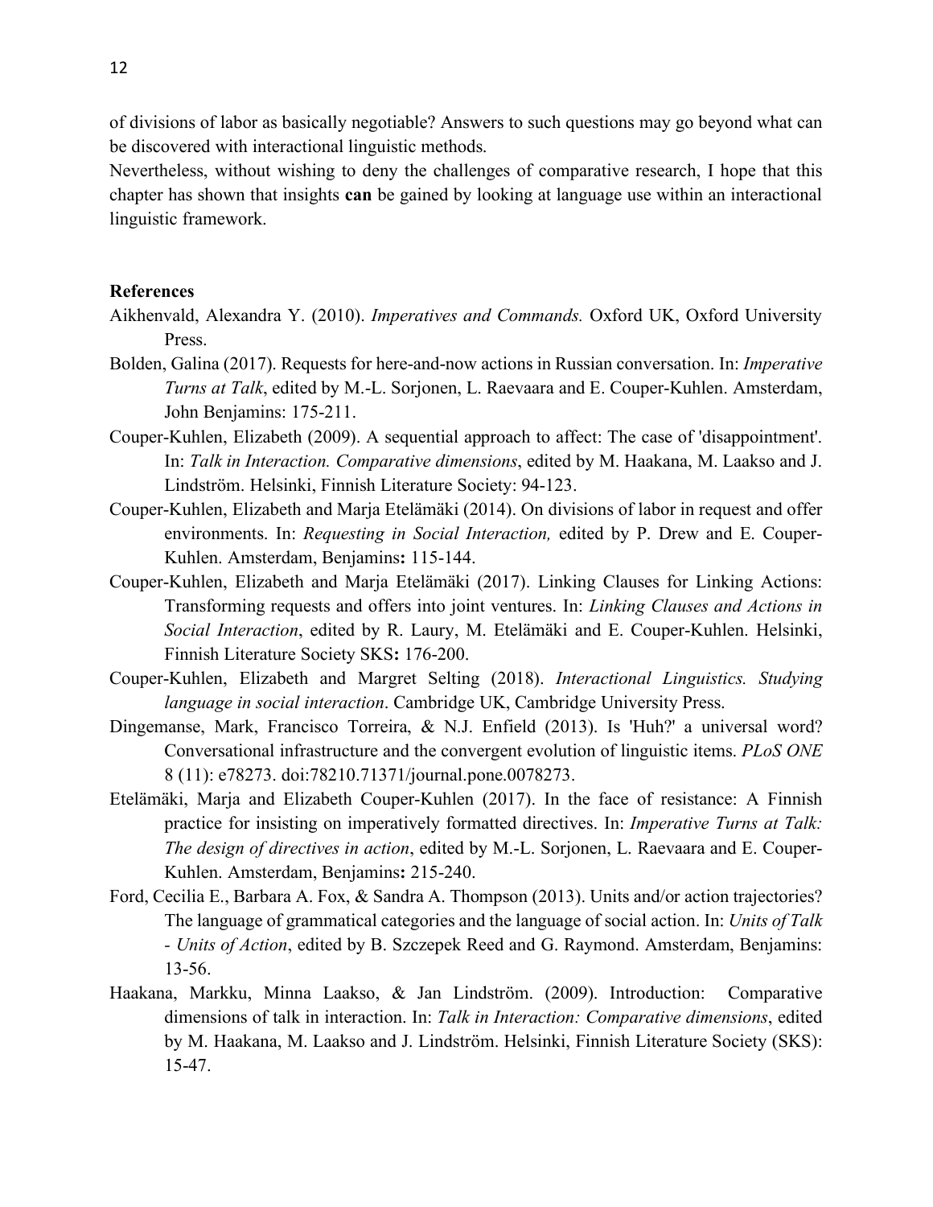of divisions of labor as basically negotiable? Answers to such questions may go beyond what can be discovered with interactional linguistic methods.

Nevertheless, without wishing to deny the challenges of comparative research, I hope that this chapter has shown that insights **can** be gained by looking at language use within an interactional linguistic framework.

**References**

Aikhenvald, Alexandra Y. (2010). *Imperatives and Commands.* Oxford UK, Oxford University Press.

Bolden, Galina (2017). Requests for here-and-now actions in Russian conversation. In: *Imperative Turns at Talk*, edited by M.-L. Sorjonen, L. Raevaara and E. Couper-Kuhlen. Amsterdam, John Benjamins: 175-211.

Couper-Kuhlen, Elizabeth (2009). A sequential approach to affect: The case of 'disappointment'. In: *Talk in Interaction. Comparative dimensions*, edited by M. Haakana, M. Laakso and J. Lindström. Helsinki, Finnish Literature Society: 94-123.

Couper-Kuhlen, Elizabeth and Marja Etelämäki (2014). On divisions of labor in request and offer environments. In: *Requesting in Social Interaction,* edited by P. Drew and E. Couper-Kuhlen. Amsterdam, Benjamins**:** 115-144.

Couper-Kuhlen, Elizabeth and Marja Etelämäki (2017). Linking Clauses for Linking Actions: Transforming requests and offers into joint ventures. In: *Linking Clauses and Actions in Social Interaction*, edited by R. Laury, M. Etelämäki and E. Couper-Kuhlen. Helsinki, Finnish Literature Society SKS**:** 176-200.

Couper-Kuhlen, Elizabeth and Margret Selting (2018). *Interactional Linguistics. Studying language in social interaction*. Cambridge UK, Cambridge University Press.

Dingemanse, Mark, Francisco Torreira, & N.J. Enfield (2013). Is 'Huh?' a universal word? Conversational infrastructure and the convergent evolution of linguistic items. *PLoS ONE* 8 (11): e78273. doi:78210.71371/journal.pone.0078273.

Etelämäki, Marja and Elizabeth Couper-Kuhlen (2017). In the face of resistance: A Finnish practice for insisting on imperatively formatted directives. In: *Imperative Turns at Talk: The design of directives in action*, edited by M.-L. Sorjonen, L. Raevaara and E. Couper-Kuhlen. Amsterdam, Benjamins**:** 215-240.

Ford, Cecilia E., Barbara A. Fox, & Sandra A. Thompson (2013). Units and/or action trajectories? The language of grammatical categories and the language of social action. In: *Units of Talk - Units of Action*, edited by B. Szczepek Reed and G. Raymond. Amsterdam, Benjamins: 13-56.

Haakana, Markku, Minna Laakso, & Jan Lindström. (2009). Introduction: Comparative dimensions of talk in interaction. In: *Talk in Interaction: Comparative dimensions*, edited by M. Haakana, M. Laakso and J. Lindström. Helsinki, Finnish Literature Society (SKS): 15-47.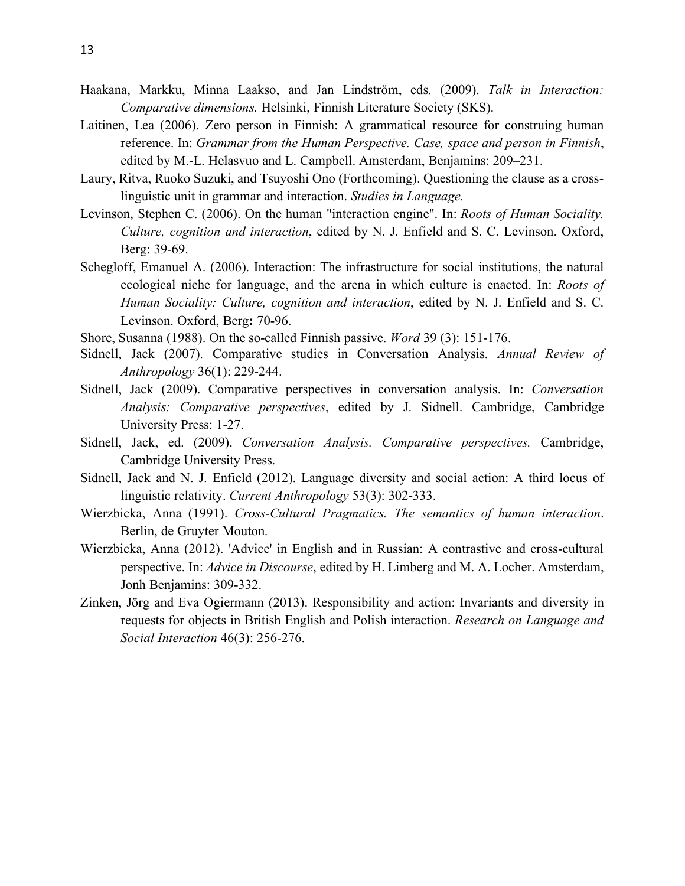Haakana, Markku, Minna Laakso, and Jan Lindström, eds. (2009). *Talk in Interaction: Comparative dimensions.* Helsinki, Finnish Literature Society (SKS).

Laitinen, Lea (2006). Zero person in Finnish: A grammatical resource for construing human reference. In: *Grammar from the Human Perspective. Case, space and person in Finnish*, edited by M.-L. Helasvuo and L. Campbell. Amsterdam, Benjamins: 209–231.

Laury, Ritva, Ruoko Suzuki, and Tsuyoshi Ono (Forthcoming). Questioning the clause as a cross-linguistic unit in grammar and interaction. *Studies in Language.*

Levinson, Stephen C. (2006). On the human "interaction engine". In: *Roots of Human Sociality. Culture, cognition and interaction*, edited by N. J. Enfield and S. C. Levinson. Oxford, Berg: 39-69.

Schegloff, Emanuel A. (2006). Interaction: The infrastructure for social institutions, the natural ecological niche for language, and the arena in which culture is enacted. In: *Roots of Human Sociality: Culture, cognition and interaction*, edited by N. J. Enfield and S. C. Levinson. Oxford, Berg**:** 70-96.

Shore, Susanna (1988). On the so-called Finnish passive. *Word* 39 (3): 151-176.

Sidnell, Jack (2007). Comparative studies in Conversation Analysis. *Annual Review of Anthropology* 36(1): 229-244.

Sidnell, Jack (2009). Comparative perspectives in conversation analysis. In: *Conversation Analysis: Comparative perspectives*, edited by J. Sidnell. Cambridge, Cambridge University Press: 1-27.

Sidnell, Jack, ed. (2009). *Conversation Analysis. Comparative perspectives.* Cambridge, Cambridge University Press.

Sidnell, Jack and N. J. Enfield (2012). Language diversity and social action: A third locus of linguistic relativity. *Current Anthropology* 53(3): 302-333.

Wierzbicka, Anna (1991). *Cross-Cultural Pragmatics. The semantics of human interaction*. Berlin, de Gruyter Mouton.

Wierzbicka, Anna (2012). 'Advice' in English and in Russian: A contrastive and cross-cultural perspective. In: *Advice in Discourse*, edited by H. Limberg and M. A. Locher. Amsterdam, Jonh Benjamins: 309-332.

Zinken, Jörg and Eva Ogiermann (2013). Responsibility and action: Invariants and diversity in requests for objects in British English and Polish interaction. *Research on Language and Social Interaction* 46(3): 256-276.